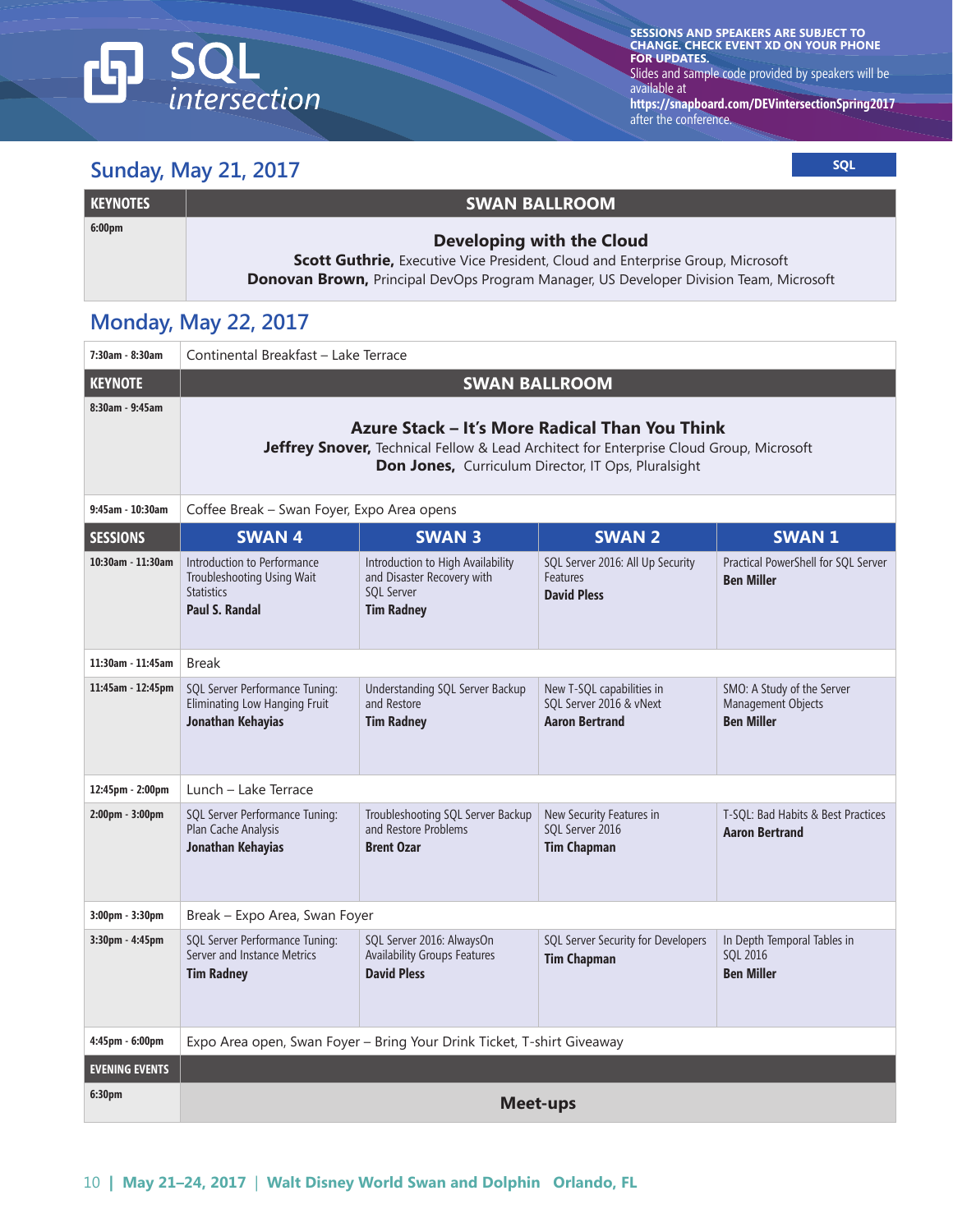# SQL intersection

**SESSIONS AND SPEAKERS ARE SUBJECT TO CHANGE. CHECK EVENT XD ON YOUR PHONE FOR UPDATES.**
Slides and sample code provided by speakers will be available at **https://snapboard.com/DEVintersectionSpring2017** after the conference.

## Sunday, May 21, 2017

**SQL**

| KEYNOTES | SWAN BALLROOM |
|---|---|
| 6:00pm | **Developing with the Cloud**<br>**Scott Guthrie,** Executive Vice President, Cloud and Enterprise Group, Microsoft<br>**Donovan Brown,** Principal DevOps Program Manager, US Developer Division Team, Microsoft |

## Monday, May 22, 2017

| | | | | |
|---|---|---|---|---|
| 7:30am - 8:30am | Continental Breakfast – Lake Terrace | | | |
| **KEYNOTE** | **SWAN BALLROOM** | | | |
| 8:30am - 9:45am | **Azure Stack – It's More Radical Than You Think**<br>**Jeffrey Snover,** Technical Fellow & Lead Architect for Enterprise Cloud Group, Microsoft<br>**Don Jones,** Curriculum Director, IT Ops, Pluralsight | | | |
| 9:45am - 10:30am | Coffee Break – Swan Foyer, Expo Area opens | | | |
| **SESSIONS** | **SWAN 4** | **SWAN 3** | **SWAN 2** | **SWAN 1** |
| 10:30am - 11:30am | Introduction to Performance Troubleshooting Using Wait Statistics<br>**Paul S. Randal** | Introduction to High Availability and Disaster Recovery with SQL Server<br>**Tim Radney** | SQL Server 2016: All Up Security Features<br>**David Pless** | Practical PowerShell for SQL Server<br>**Ben Miller** |
| 11:30am - 11:45am | Break | | | |
| 11:45am - 12:45pm | SQL Server Performance Tuning: Eliminating Low Hanging Fruit<br>**Jonathan Kehayias** | Understanding SQL Server Backup and Restore<br>**Tim Radney** | New T-SQL capabilities in SQL Server 2016 & vNext<br>**Aaron Bertrand** | SMO: A Study of the Server Management Objects<br>**Ben Miller** |
| 12:45pm - 2:00pm | Lunch – Lake Terrace | | | |
| 2:00pm - 3:00pm | SQL Server Performance Tuning: Plan Cache Analysis<br>**Jonathan Kehayias** | Troubleshooting SQL Server Backup and Restore Problems<br>**Brent Ozar** | New Security Features in SQL Server 2016<br>**Tim Chapman** | T-SQL: Bad Habits & Best Practices<br>**Aaron Bertrand** |
| 3:00pm - 3:30pm | Break – Expo Area, Swan Foyer | | | |
| 3:30pm - 4:45pm | SQL Server Performance Tuning: Server and Instance Metrics<br>**Tim Radney** | SQL Server 2016: AlwaysOn Availability Groups Features<br>**David Pless** | SQL Server Security for Developers<br>**Tim Chapman** | In Depth Temporal Tables in SQL 2016<br>**Ben Miller** |
| 4:45pm - 6:00pm | Expo Area open, Swan Foyer – Bring Your Drink Ticket, T-shirt Giveaway | | | |
| **EVENING EVENTS** | | | | |
| 6:30pm | **Meet-ups** | | | |

May 21–24, 2017 | Walt Disney World Swan and Dolphin Orlando, FL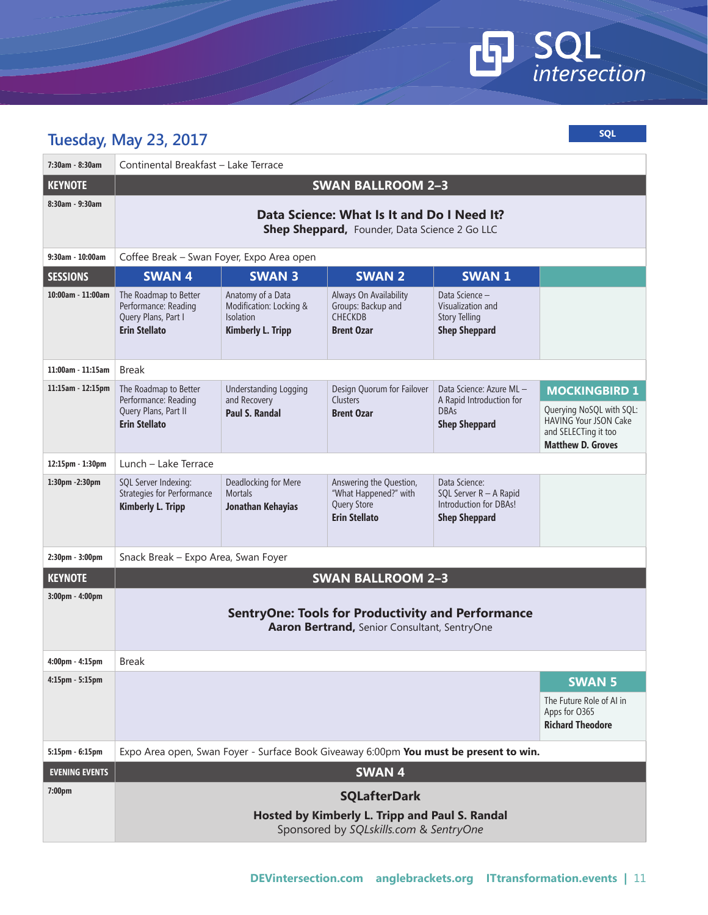# SQL intersection

## Tuesday, May 23, 2017

**SQL**

| Time | Swan 4 | Swan 3 | Swan 2 | Swan 1 | |
|---|---|---|---|---|---|
| 7:30am - 8:30am | Continental Breakfast – Lake Terrace | | | | |
| **KEYNOTE** | **SWAN BALLROOM 2–3** | | | | |
| 8:30am - 9:30am | **Data Science: What Is It and Do I Need It?** **Shep Sheppard,** Founder, Data Science 2 Go LLC | | | | |
| 9:30am - 10:00am | Coffee Break – Swan Foyer, Expo Area open | | | | |
| **SESSIONS** | **SWAN 4** | **SWAN 3** | **SWAN 2** | **SWAN 1** | |
| 10:00am - 11:00am | The Roadmap to Better Performance: Reading Query Plans, Part I **Erin Stellato** | Anatomy of a Data Modification: Locking & Isolation **Kimberly L. Tripp** | Always On Availability Groups: Backup and CHECKDB **Brent Ozar** | Data Science – Visualization and Story Telling **Shep Sheppard** | |
| 11:00am - 11:15am | Break | | | | |
| 11:15am - 12:15pm | The Roadmap to Better Performance: Reading Query Plans, Part II **Erin Stellato** | Understanding Logging and Recovery **Paul S. Randal** | Design Quorum for Failover Clusters **Brent Ozar** | Data Science: Azure ML – A Rapid Introduction for DBAs **Shep Sheppard** | **MOCKINGBIRD 1** Querying NoSQL with SQL: HAVING Your JSON Cake and SELECTing it too **Matthew D. Groves** |
| 12:15pm - 1:30pm | Lunch – Lake Terrace | | | | |
| 1:30pm -2:30pm | SQL Server Indexing: Strategies for Performance **Kimberly L. Tripp** | Deadlocking for Mere Mortals **Jonathan Kehayias** | Answering the Question, "What Happened?" with Query Store **Erin Stellato** | Data Science: SQL Server R – A Rapid Introduction for DBAs! **Shep Sheppard** | |
| 2:30pm - 3:00pm | Snack Break – Expo Area, Swan Foyer | | | | |
| **KEYNOTE** | **SWAN BALLROOM 2–3** | | | | |
| 3:00pm - 4:00pm | **SentryOne: Tools for Productivity and Performance** **Aaron Bertrand,** Senior Consultant, SentryOne | | | | |
| 4:00pm - 4:15pm | Break | | | | |
| 4:15pm - 5:15pm | | | | | **SWAN 5** The Future Role of AI in Apps for O365 **Richard Theodore** |
| 5:15pm - 6:15pm | Expo Area open, Swan Foyer - Surface Book Giveaway 6:00pm **You must be present to win.** | | | | |
| **EVENING EVENTS** | **SWAN 4** | | | | |
| 7:00pm | **SQLafterDark** **Hosted by Kimberly L. Tripp and Paul S. Randal** Sponsored by *SQLskills.com* & *SentryOne* | | | | |

**DEVintersection.com anglebrackets.org ITtransformation.events**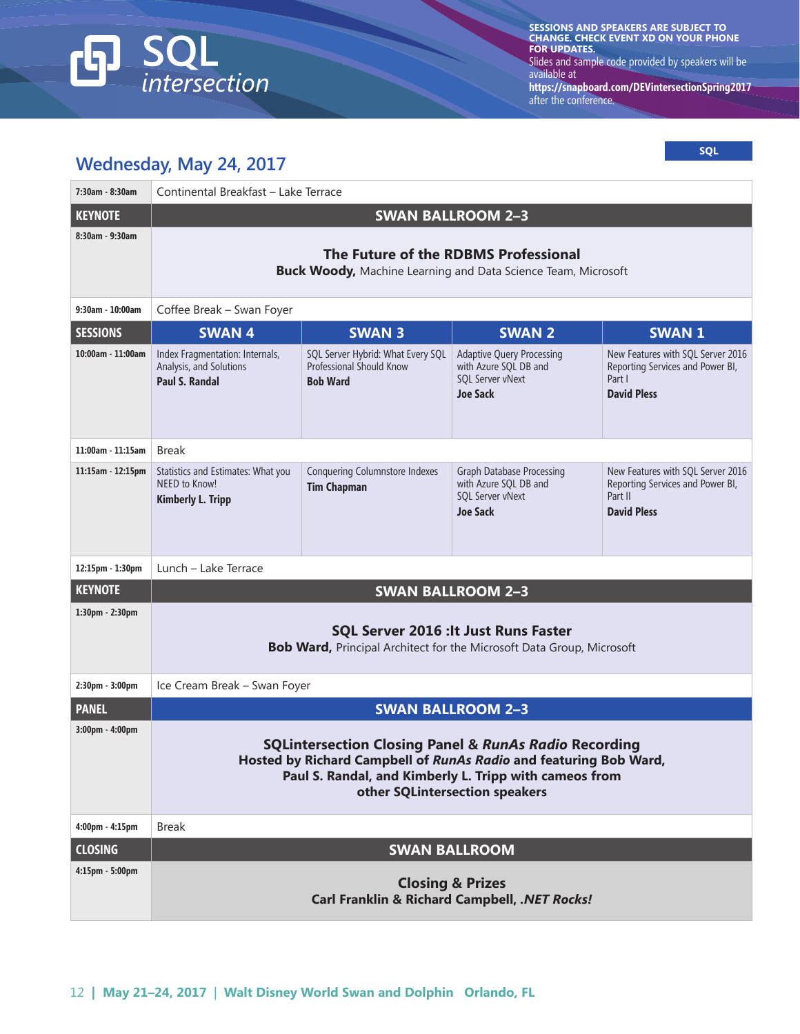SESSIONS AND SPEAKERS ARE SUBJECT TO CHANGE. CHECK EVENT XD ON YOUR PHONE FOR UPDATES.
Slides and sample code provided by speakers will be available at **https://snapboard.com/DEVintersectionSpring2017** after the conference.

**SQL**

## Wednesday, May 24, 2017

| | | | | |
|---|---|---|---|---|
| 7:30am - 8:30am | Continental Breakfast – Lake Terrace | | | |
| **KEYNOTE** | **SWAN BALLROOM 2–3** | | | |
| 8:30am - 9:30am | **The Future of the RDBMS Professional**<br>**Buck Woody,** Machine Learning and Data Science Team, Microsoft | | | |
| 9:30am - 10:00am | Coffee Break – Swan Foyer | | | |
| **SESSIONS** | **SWAN 4** | **SWAN 3** | **SWAN 2** | **SWAN 1** |
| 10:00am - 11:00am | Index Fragmentation: Internals, Analysis, and Solutions<br>**Paul S. Randal** | SQL Server Hybrid: What Every SQL Professional Should Know<br>**Bob Ward** | Adaptive Query Processing with Azure SQL DB and SQL Server vNext<br>**Joe Sack** | New Features with SQL Server 2016 Reporting Services and Power BI, Part I<br>**David Pless** |
| 11:00am - 11:15am | Break | | | |
| 11:15am - 12:15pm | Statistics and Estimates: What you NEED to Know!<br>**Kimberly L. Tripp** | Conquering Columnstore Indexes<br>**Tim Chapman** | Graph Database Processing with Azure SQL DB and SQL Server vNext<br>**Joe Sack** | New Features with SQL Server 2016 Reporting Services and Power BI, Part II<br>**David Pless** |
| 12:15pm - 1:30pm | Lunch – Lake Terrace | | | |
| **KEYNOTE** | **SWAN BALLROOM 2–3** | | | |
| 1:30pm - 2:30pm | **SQL Server 2016 :It Just Runs Faster**<br>**Bob Ward,** Principal Architect for the Microsoft Data Group, Microsoft | | | |
| 2:30pm - 3:00pm | Ice Cream Break – Swan Foyer | | | |
| **PANEL** | **SWAN BALLROOM 2–3** | | | |
| 3:00pm - 4:00pm | **SQLintersection Closing Panel & *RunAs Radio* Recording**<br>**Hosted by Richard Campbell of *RunAs Radio* and featuring Bob Ward, Paul S. Randal, and Kimberly L. Tripp with cameos from other SQLintersection speakers** | | | |
| 4:00pm - 4:15pm | Break | | | |
| **CLOSING** | **SWAN BALLROOM** | | | |
| 4:15pm - 5:00pm | **Closing & Prizes**<br>**Carl Franklin & Richard Campbell, *.NET Rocks!*** | | | |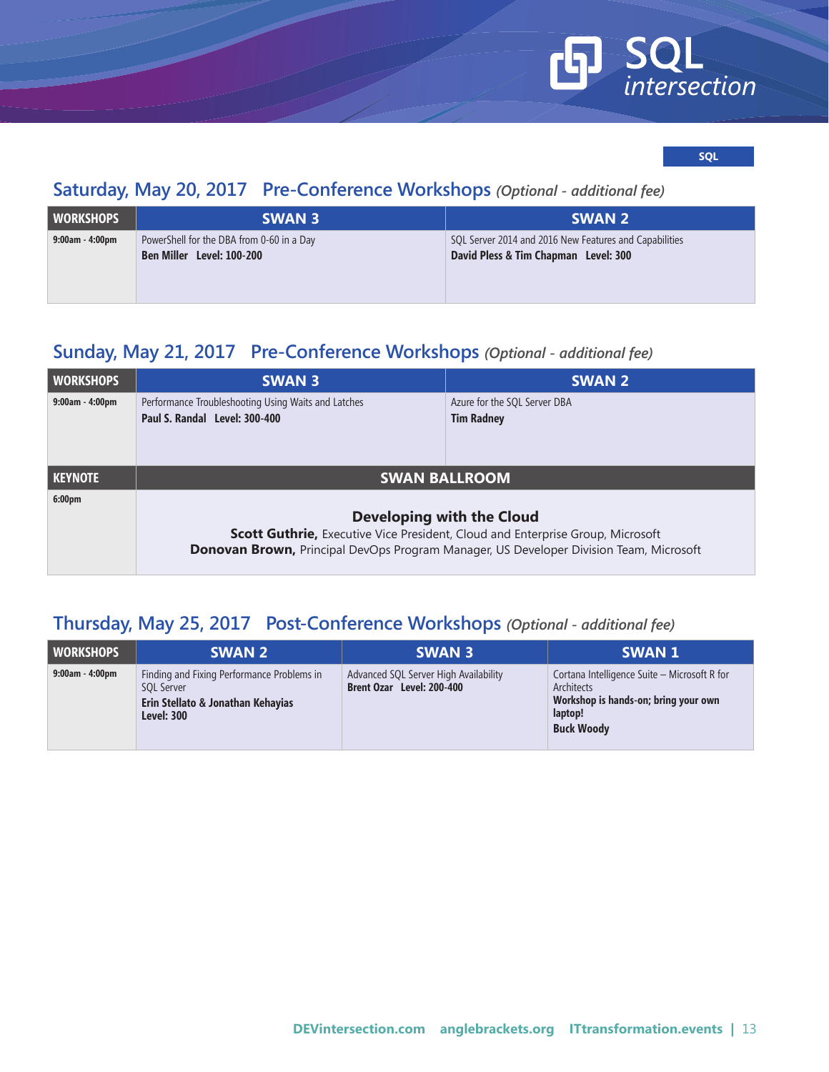SQL intersection

SQL

## Saturday, May 20, 2017 Pre-Conference Workshops *(Optional - additional fee)*

| WORKSHOPS | SWAN 3 | SWAN 2 |
|---|---|---|
| 9:00am - 4:00pm | PowerShell for the DBA from 0-60 in a Day<br>**Ben Miller Level: 100-200** | SQL Server 2014 and 2016 New Features and Capabilities<br>**David Pless & Tim Chapman Level: 300** |

## Sunday, May 21, 2017 Pre-Conference Workshops *(Optional - additional fee)*

| WORKSHOPS | SWAN 3 | SWAN 2 |
|---|---|---|
| 9:00am - 4:00pm | Performance Troubleshooting Using Waits and Latches<br>**Paul S. Randal Level: 300-400** | Azure for the SQL Server DBA<br>**Tim Radney** |
| **KEYNOTE** | **SWAN BALLROOM** | |
| 6:00pm | **Developing with the Cloud**<br>**Scott Guthrie,** Executive Vice President, Cloud and Enterprise Group, Microsoft<br>**Donovan Brown,** Principal DevOps Program Manager, US Developer Division Team, Microsoft | |

## Thursday, May 25, 2017 Post-Conference Workshops *(Optional - additional fee)*

| WORKSHOPS | SWAN 2 | SWAN 3 | SWAN 1 |
|---|---|---|---|
| 9:00am - 4:00pm | Finding and Fixing Performance Problems in SQL Server<br>**Erin Stellato & Jonathan Kehayias**<br>**Level: 300** | Advanced SQL Server High Availability<br>**Brent Ozar Level: 200-400** | Cortana Intelligence Suite – Microsoft R for Architects<br>**Workshop is hands-on; bring your own laptop!**<br>**Buck Woody** |